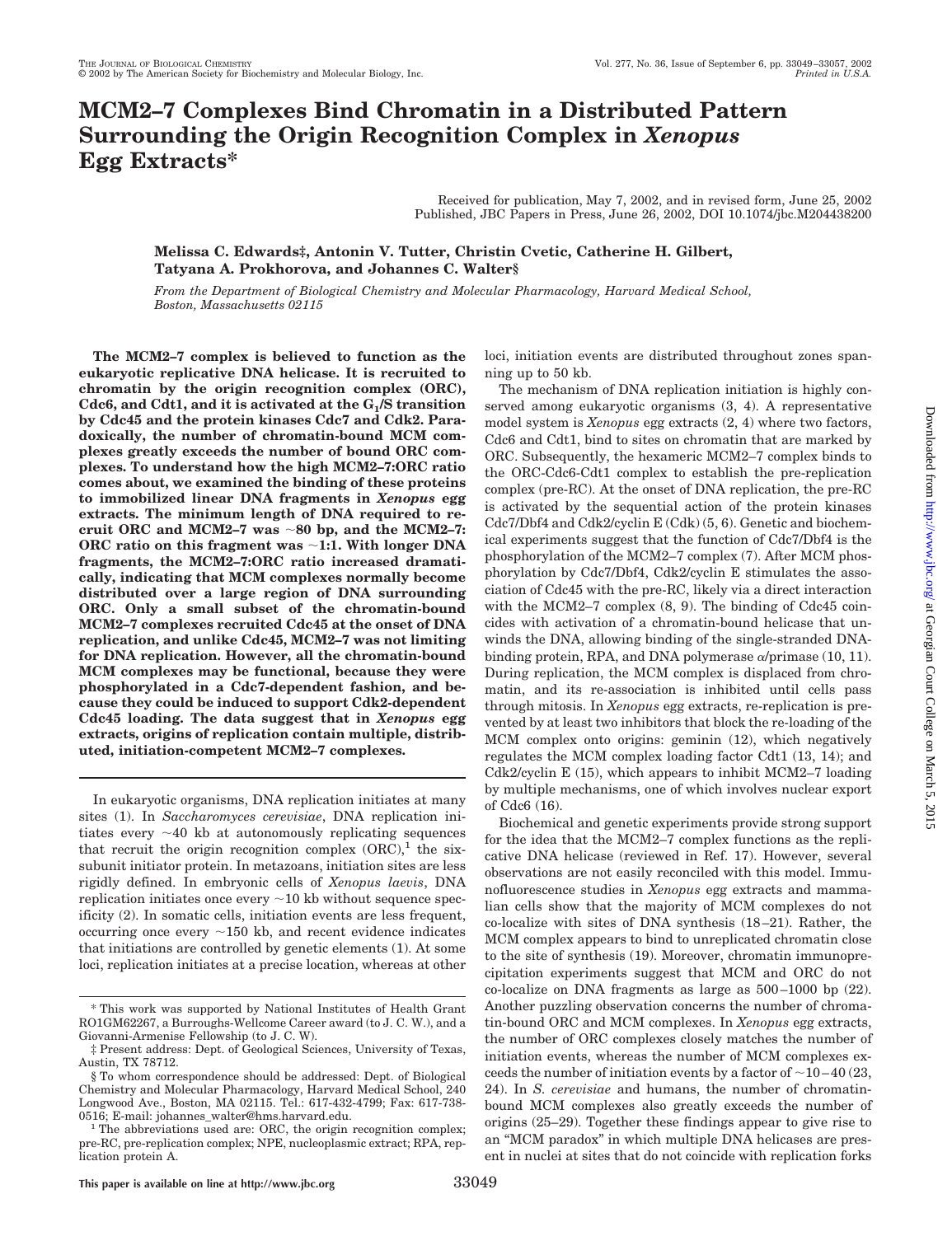# MCM2–7 Complexes Bind Chromatin in a Distributed Pattern Surrounding the Origin Recognition Complex in *Xenopus* Egg Extracts*

Received for publication, May 7, 2002, and in revised form, June 25, 2002
Published, JBC Papers in Press, June 26, 2002, DOI 10.1074/jbc.M204438200

**Melissa C. Edwards‡, Antonin V. Tutter, Christin Cvetic, Catherine H. Gilbert, Tatyana A. Prokhorova, and Johannes C. Walter§**

*From the Department of Biological Chemistry and Molecular Pharmacology, Harvard Medical School, Boston, Massachusetts 02115*

**The MCM2–7 complex is believed to function as the eukaryotic replicative DNA helicase. It is recruited to chromatin by the origin recognition complex (ORC), Cdc6, and Cdt1, and it is activated at the $G_1$/S transition by Cdc45 and the protein kinases Cdc7 and Cdk2. Paradoxically, the number of chromatin-bound MCM complexes greatly exceeds the number of bound ORC complexes. To understand how the high MCM2–7:ORC ratio comes about, we examined the binding of these proteins to immobilized linear DNA fragments in *Xenopus* egg extracts. The minimum length of DNA required to recruit ORC and MCM2–7 was ~80 bp, and the MCM2–7:ORC ratio on this fragment was ~1:1. With longer DNA fragments, the MCM2–7:ORC ratio increased dramatically, indicating that MCM complexes normally become distributed over a large region of DNA surrounding ORC. Only a small subset of the chromatin-bound MCM2–7 complexes recruited Cdc45 at the onset of DNA replication, and unlike Cdc45, MCM2–7 was not limiting for DNA replication. However, all the chromatin-bound MCM complexes may be functional, because they were phosphorylated in a Cdc7-dependent fashion, and because they could be induced to support Cdk2-dependent Cdc45 loading. The data suggest that in *Xenopus* egg extracts, origins of replication contain multiple, distributed, initiation-competent MCM2–7 complexes.**

In eukaryotic organisms, DNA replication initiates at many sites (1). In *Saccharomyces cerevisiae*, DNA replication initiates every ~40 kb at autonomously replicating sequences that recruit the origin recognition complex (ORC),[1] the six-subunit initiator protein. In metazoans, initiation sites are less rigidly defined. In embryonic cells of *Xenopus laevis*, DNA replication initiates once every ~10 kb without sequence specificity (2). In somatic cells, initiation events are less frequent, occurring once every ~150 kb, and recent evidence indicates that initiations are controlled by genetic elements (1). At some loci, replication initiates at a precise location, whereas at other loci, initiation events are distributed throughout zones spanning up to 50 kb.

The mechanism of DNA replication initiation is highly conserved among eukaryotic organisms (3, 4). A representative model system is *Xenopus* egg extracts (2, 4) where two factors, Cdc6 and Cdt1, bind to sites on chromatin that are marked by ORC. Subsequently, the hexameric MCM2–7 complex binds to the ORC-Cdc6-Cdt1 complex to establish the pre-replication complex (pre-RC). At the onset of DNA replication, the pre-RC is activated by the sequential action of the protein kinases Cdc7/Dbf4 and Cdk2/cyclin E (Cdk) (5, 6). Genetic and biochemical experiments suggest that the function of Cdc7/Dbf4 is the phosphorylation of the MCM2–7 complex (7). After MCM phosphorylation by Cdc7/Dbf4, Cdk2/cyclin E stimulates the association of Cdc45 with the pre-RC, likely via a direct interaction with the MCM2–7 complex (8, 9). The binding of Cdc45 coincides with activation of a chromatin-bound helicase that unwinds the DNA, allowing binding of the single-stranded DNA-binding protein, RPA, and DNA polymerase α/primase (10, 11). During replication, the MCM complex is displaced from chromatin, and its re-association is inhibited until cells pass through mitosis. In *Xenopus* egg extracts, re-replication is prevented by at least two inhibitors that block the re-loading of the MCM complex onto origins: geminin (12), which negatively regulates the MCM complex loading factor Cdt1 (13, 14); and Cdk2/cyclin E (15), which appears to inhibit MCM2–7 loading by multiple mechanisms, one of which involves nuclear export of Cdc6 (16).

Biochemical and genetic experiments provide strong support for the idea that the MCM2–7 complex functions as the replicative DNA helicase (reviewed in Ref. 17). However, several observations are not easily reconciled with this model. Immunofluorescence studies in *Xenopus* egg extracts and mammalian cells show that the majority of MCM complexes do not co-localize with sites of DNA synthesis (18–21). Rather, the MCM complex appears to bind to unreplicated chromatin close to the site of synthesis (19). Moreover, chromatin immunoprecipitation experiments suggest that MCM and ORC do not co-localize on DNA fragments as large as 500–1000 bp (22). Another puzzling observation concerns the number of chromatin-bound ORC and MCM complexes. In *Xenopus* egg extracts, the number of ORC complexes closely matches the number of initiation events, whereas the number of MCM complexes exceeds the number of initiation events by a factor of ~10–40 (23, 24). In *S. cerevisiae* and humans, the number of chromatin-bound MCM complexes also greatly exceeds the number of origins (25–29). Together these findings appear to give rise to an "MCM paradox" in which multiple DNA helicases are present in nuclei at sites that do not coincide with replication forks

\* This work was supported by National Institutes of Health Grant RO1GM62267, a Burroughs-Wellcome Career award (to J. C. W.), and a Giovanni-Armenise Fellowship (to J. C. W).

‡ Present address: Dept. of Geological Sciences, University of Texas, Austin, TX 78712.

§ To whom correspondence should be addressed: Dept. of Biological Chemistry and Molecular Pharmacology, Harvard Medical School, 240 Longwood Ave., Boston, MA 02115. Tel.: 617-432-4799; Fax: 617-738-0516; E-mail: johannes_walter@hms.harvard.edu.

[1] The abbreviations used are: ORC, the origin recognition complex; pre-RC, pre-replication complex; NPE, nucleoplasmic extract; RPA, replication protein A.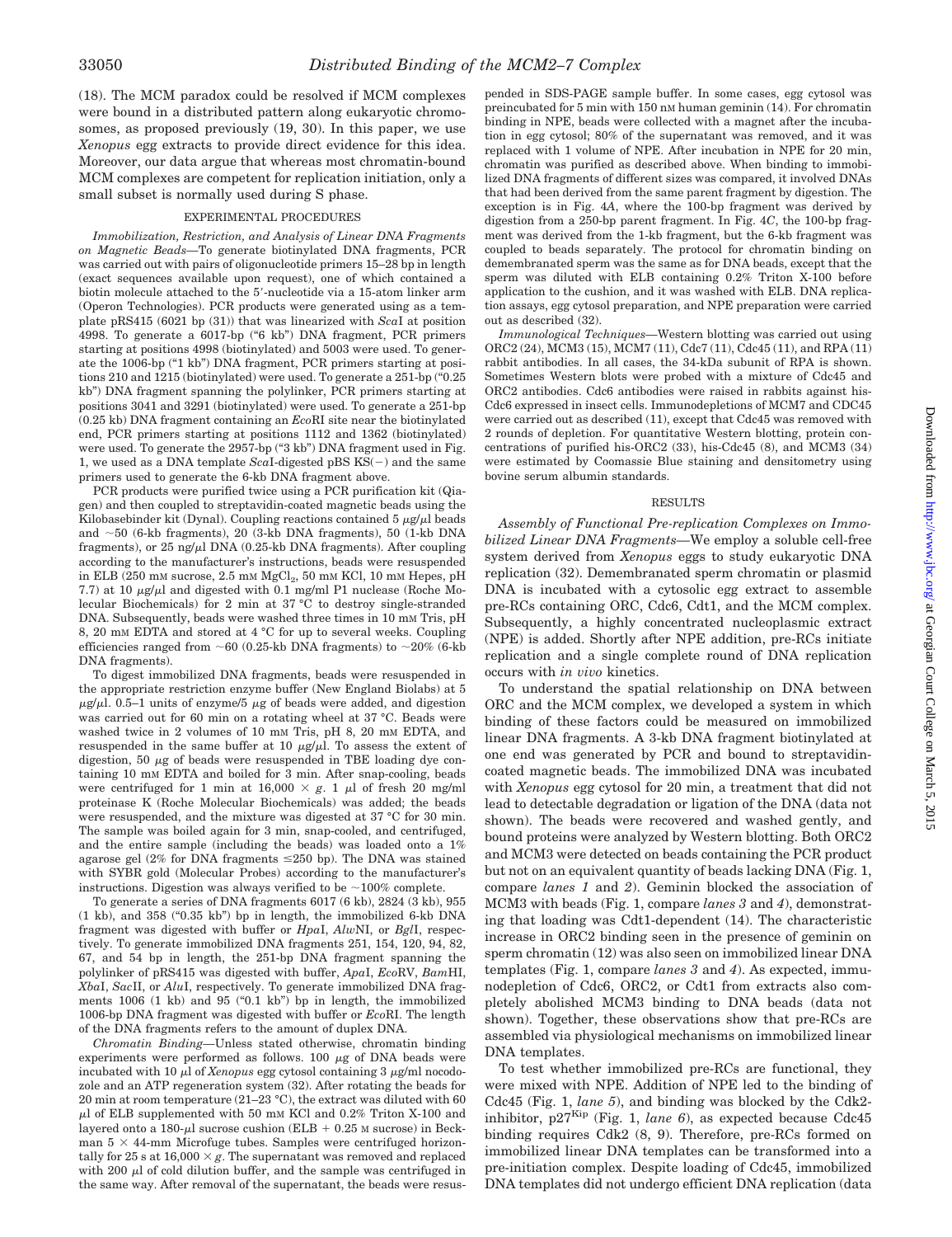(18). The MCM paradox could be resolved if MCM complexes were bound in a distributed pattern along eukaryotic chromosomes, as proposed previously (19, 30). In this paper, we use *Xenopus* egg extracts to provide direct evidence for this idea. Moreover, our data argue that whereas most chromatin-bound MCM complexes are competent for replication initiation, only a small subset is normally used during S phase.

## EXPERIMENTAL PROCEDURES

*Immobilization, Restriction, and Analysis of Linear DNA Fragments on Magnetic Beads*—To generate biotinylated DNA fragments, PCR was carried out with pairs of oligonucleotide primers 15–28 bp in length (exact sequences available upon request), one of which contained a biotin molecule attached to the 5′-nucleotide via a 15-atom linker arm (Operon Technologies). PCR products were generated using as a template pRS415 (6021 bp (31)) that was linearized with *Sca*I at position 4998. To generate a 6017-bp ("6 kb") DNA fragment, PCR primers starting at positions 4998 (biotinylated) and 5003 were used. To generate the 1006-bp ("1 kb") DNA fragment, PCR primers starting at positions 210 and 1215 (biotinylated) were used. To generate a 251-bp ("0.25 kb") DNA fragment spanning the polylinker, PCR primers starting at positions 3041 and 3291 (biotinylated) were used. To generate a 251-bp (0.25 kb) DNA fragment containing an *Eco*RI site near the biotinylated end, PCR primers starting at positions 1112 and 1362 (biotinylated) were used. To generate the 2957-bp ("3 kb") DNA fragment used in Fig. 1, we used as a DNA template *Sca*I-digested pBS KS(−) and the same primers used to generate the 6-kb DNA fragment above.

PCR products were purified twice using a PCR purification kit (Qiagen) and then coupled to streptavidin-coated magnetic beads using the Kilobasebinder kit (Dynal). Coupling reactions contained 5 μg/μl beads and ~50 (6-kb fragments), 20 (3-kb DNA fragments), 50 (1-kb DNA fragments), or 25 ng/μl DNA (0.25-kb DNA fragments). After coupling according to the manufacturer's instructions, beads were resuspended in ELB (250 mM sucrose, 2.5 mM $MgCl_2$, 50 mM KCl, 10 mM Hepes, pH 7.7) at 10 μg/μl and digested with 0.1 mg/ml P1 nuclease (Roche Molecular Biochemicals) for 2 min at 37 °C to destroy single-stranded DNA. Subsequently, beads were washed three times in 10 mM Tris, pH 8, 20 mM EDTA and stored at 4 °C for up to several weeks. Coupling efficiencies ranged from ~60 (0.25-kb DNA fragments) to ~20% (6-kb DNA fragments).

To digest immobilized DNA fragments, beads were resuspended in the appropriate restriction enzyme buffer (New England Biolabs) at 5 μg/μl. 0.5–1 units of enzyme/5 μg of beads were added, and digestion was carried out for 60 min on a rotating wheel at 37 °C. Beads were washed twice in 2 volumes of 10 mM Tris, pH 8, 20 mM EDTA, and resuspended in the same buffer at 10 μg/μl. To assess the extent of digestion, 50 μg of beads were resuspended in TBE loading dye containing 10 mM EDTA and boiled for 3 min. After snap-cooling, beads were centrifuged for 1 min at 16,000 × *g*. 1 μl of fresh 20 mg/ml proteinase K (Roche Molecular Biochemicals) was added; the beads were resuspended, and the mixture was digested at 37 °C for 30 min. The sample was boiled again for 3 min, snap-cooled, and centrifuged, and the entire sample (including the beads) was loaded onto a 1% agarose gel (2% for DNA fragments ≤250 bp). The DNA was stained with SYBR gold (Molecular Probes) according to the manufacturer's instructions. Digestion was always verified to be ~100% complete.

To generate a series of DNA fragments 6017 (6 kb), 2824 (3 kb), 955 (1 kb), and 358 ("0.35 kb") bp in length, the immobilized 6-kb DNA fragment was digested with buffer or *Hpa*I, *Alw*NI, or *Bgl*I, respectively. To generate immobilized DNA fragments 251, 154, 120, 94, 82, 67, and 54 bp in length, the 251-bp DNA fragment spanning the polylinker of pRS415 was digested with buffer, *Apa*I, *Eco*RV, *Bam*HI, *Xba*I, *Sac*II, or *Alu*I, respectively. To generate immobilized DNA fragments 1006 (1 kb) and 95 ("0.1 kb") bp in length, the immobilized 1006-bp DNA fragment was digested with buffer or *Eco*RI. The length of the DNA fragments refers to the amount of duplex DNA.

*Chromatin Binding*—Unless stated otherwise, chromatin binding experiments were performed as follows. 100 μg of DNA beads were incubated with 10 μl of *Xenopus* egg cytosol containing 3 μg/ml nocodozole and an ATP regeneration system (32). After rotating the beads for 20 min at room temperature (21–23 °C), the extract was diluted with 60 μl of ELB supplemented with 50 mM KCl and 0.2% Triton X-100 and layered onto a 180-μl sucrose cushion (ELB + 0.25 M sucrose) in Beckman 5 × 44-mm Microfuge tubes. Samples were centrifuged horizontally for 25 s at 16,000 × *g*. The supernatant was removed and replaced with 200 μl of cold dilution buffer, and the sample was centrifuged in the same way. After removal of the supernatant, the beads were resuspended in SDS-PAGE sample buffer. In some cases, egg cytosol was preincubated for 5 min with 150 nM human geminin (14). For chromatin binding in NPE, beads were collected with a magnet after the incubation in egg cytosol; 80% of the supernatant was removed, and it was replaced with 1 volume of NPE. After incubation in NPE for 20 min, chromatin was purified as described above. When binding to immobilized DNA fragments of different sizes was compared, it involved DNAs that had been derived from the same parent fragment by digestion. The exception is in Fig. 4*A*, where the 100-bp fragment was derived by digestion from a 250-bp parent fragment. In Fig. 4*C*, the 100-bp fragment was derived from the 1-kb fragment, but the 6-kb fragment was coupled to beads separately. The protocol for chromatin binding on demembranated sperm was the same as for DNA beads, except that the sperm was diluted with ELB containing 0.2% Triton X-100 before application to the cushion, and it was washed with ELB. DNA replication assays, egg cytosol preparation, and NPE preparation were carried out as described (32).

*Immunological Techniques*—Western blotting was carried out using ORC2 (24), MCM3 (15), MCM7 (11), Cdc7 (11), Cdc45 (11), and RPA (11) rabbit antibodies. In all cases, the 34-kDa subunit of RPA is shown. Sometimes Western blots were probed with a mixture of Cdc45 and ORC2 antibodies. Cdc6 antibodies were raised in rabbits against his-Cdc6 expressed in insect cells. Immunodepletions of MCM7 and CDC45 were carried out as described (11), except that Cdc45 was removed with 2 rounds of depletion. For quantitative Western blotting, protein concentrations of purified his-ORC2 (33), his-Cdc45 (8), and MCM3 (34) were estimated by Coomassie Blue staining and densitometry using bovine serum albumin standards.

## RESULTS

*Assembly of Functional Pre-replication Complexes on Immobilized Linear DNA Fragments*—We employ a soluble cell-free system derived from *Xenopus* eggs to study eukaryotic DNA replication (32). Demembranated sperm chromatin or plasmid DNA is incubated with a cytosolic egg extract to assemble pre-RCs containing ORC, Cdc6, Cdt1, and the MCM complex. Subsequently, a highly concentrated nucleoplasmic extract (NPE) is added. Shortly after NPE addition, pre-RCs initiate replication and a single complete round of DNA replication occurs with *in vivo* kinetics.

To understand the spatial relationship on DNA between ORC and the MCM complex, we developed a system in which binding of these factors could be measured on immobilized linear DNA fragments. A 3-kb DNA fragment biotinylated at one end was generated by PCR and bound to streptavidin-coated magnetic beads. The immobilized DNA was incubated with *Xenopus* egg cytosol for 20 min, a treatment that did not lead to detectable degradation or ligation of the DNA (data not shown). The beads were recovered and washed gently, and bound proteins were analyzed by Western blotting. Both ORC2 and MCM3 were detected on beads containing the PCR product but not on an equivalent quantity of beads lacking DNA (Fig. 1, compare *lanes 1* and *2*). Geminin blocked the association of MCM3 with beads (Fig. 1, compare *lanes 3* and *4*), demonstrating that loading was Cdt1-dependent (14). The characteristic increase in ORC2 binding seen in the presence of geminin on sperm chromatin (12) was also seen on immobilized linear DNA templates (Fig. 1, compare *lanes 3* and *4*). As expected, immunodepletion of Cdc6, ORC2, or Cdt1 from extracts also completely abolished MCM3 binding to DNA beads (data not shown). Together, these observations show that pre-RCs are assembled via physiological mechanisms on immobilized linear DNA templates.

To test whether immobilized pre-RCs are functional, they were mixed with NPE. Addition of NPE led to the binding of Cdc45 (Fig. 1, *lane 5*), and binding was blocked by the Cdk2-inhibitor, $p27^{Kip}$ (Fig. 1, *lane 6*), as expected because Cdc45 binding requires Cdk2 (8, 9). Therefore, pre-RCs formed on immobilized linear DNA templates can be transformed into a pre-initiation complex. Despite loading of Cdc45, immobilized DNA templates did not undergo efficient DNA replication (data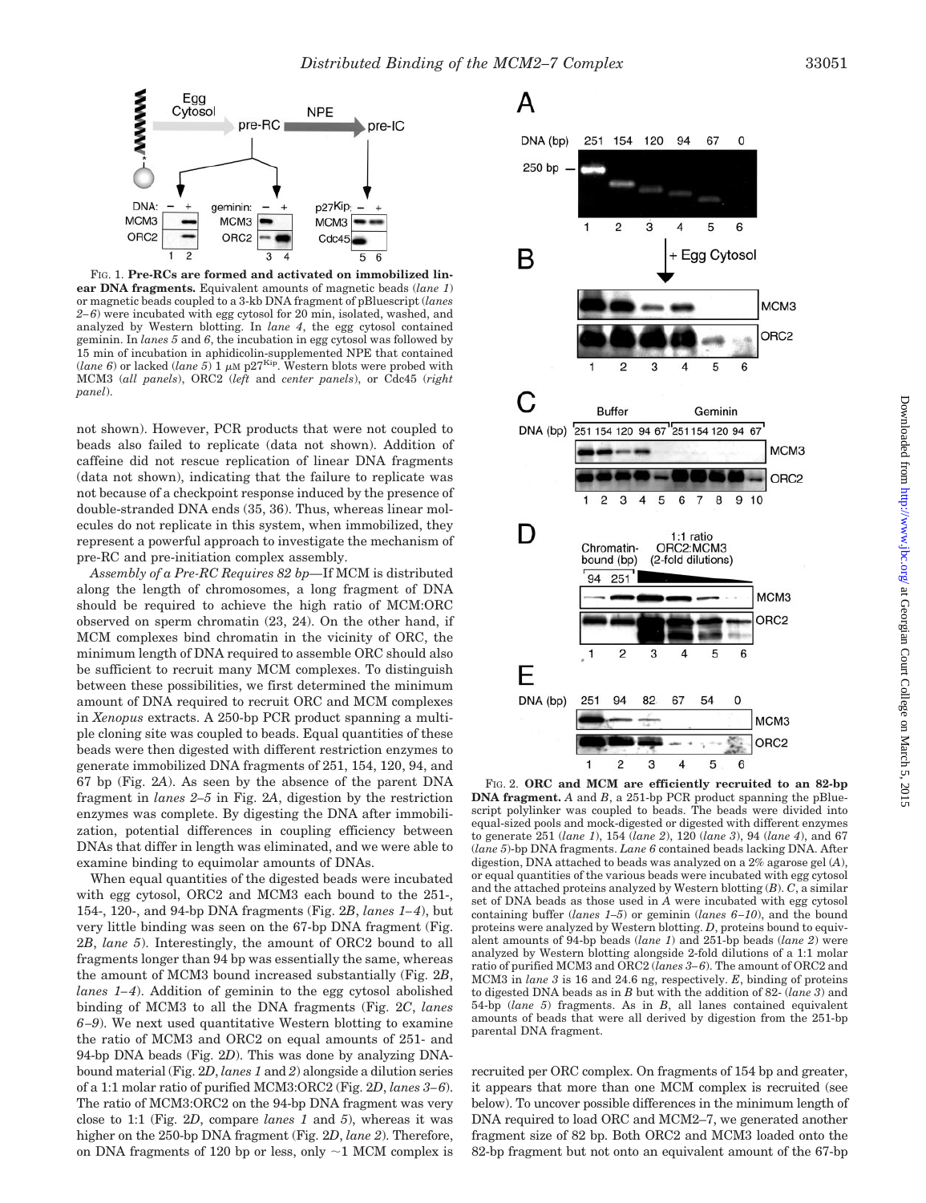FIG. 1. **Pre-RCs are formed and activated on immobilized linear DNA fragments.** Equivalent amounts of magnetic beads (*lane 1*) or magnetic beads coupled to a 3-kb DNA fragment of pBluescript (*lanes 2–6*) were incubated with egg cytosol for 20 min, isolated, washed, and analyzed by Western blotting. In *lane 4*, the egg cytosol contained geminin. In *lanes 5* and *6*, the incubation in egg cytosol was followed by 15 min of incubation in aphidicolin-supplemented NPE that contained (*lane 6*) or lacked (*lane 5*) 1 μM p27[Kip]. Western blots were probed with MCM3 (*all panels*), ORC2 (*left* and *center panels*), or Cdc45 (*right panel*).

not shown). However, PCR products that were not coupled to beads also failed to replicate (data not shown). Addition of caffeine did not rescue replication of linear DNA fragments (data not shown), indicating that the failure to replicate was not because of a checkpoint response induced by the presence of double-stranded DNA ends (35, 36). Thus, whereas linear molecules do not replicate in this system, when immobilized, they represent a powerful approach to investigate the mechanism of pre-RC and pre-initiation complex assembly.

*Assembly of a Pre-RC Requires 82 bp*—If MCM is distributed along the length of chromosomes, a long fragment of DNA should be required to achieve the high ratio of MCM:ORC observed on sperm chromatin (23, 24). On the other hand, if MCM complexes bind chromatin in the vicinity of ORC, the minimum length of DNA required to assemble ORC should also be sufficient to recruit many MCM complexes. To distinguish between these possibilities, we first determined the minimum amount of DNA required to recruit ORC and MCM complexes in *Xenopus* extracts. A 250-bp PCR product spanning a multiple cloning site was coupled to beads. Equal quantities of these beads were then digested with different restriction enzymes to generate immobilized DNA fragments of 251, 154, 120, 94, and 67 bp (Fig. 2*A*). As seen by the absence of the parent DNA fragment in *lanes 2–5* in Fig. 2*A*, digestion by the restriction enzymes was complete. By digesting the DNA after immobilization, potential differences in coupling efficiency between DNAs that differ in length was eliminated, and we were able to examine binding to equimolar amounts of DNAs.

When equal quantities of the digested beads were incubated with egg cytosol, ORC2 and MCM3 each bound to the 251-, 154-, 120-, and 94-bp DNA fragments (Fig. 2*B*, *lanes 1–4*), but very little binding was seen on the 67-bp DNA fragment (Fig. 2*B*, *lane 5*). Interestingly, the amount of ORC2 bound to all fragments longer than 94 bp was essentially the same, whereas the amount of MCM3 bound increased substantially (Fig. 2*B*, *lanes 1–4*). Addition of geminin to the egg cytosol abolished binding of MCM3 to all the DNA fragments (Fig. 2*C*, *lanes 6–9*). We next used quantitative Western blotting to examine the ratio of MCM3 and ORC2 on equal amounts of 251- and 94-bp DNA beads (Fig. 2*D*). This was done by analyzing DNA-bound material (Fig. 2*D*, *lanes 1* and *2*) alongside a dilution series of a 1:1 molar ratio of purified MCM3:ORC2 (Fig. 2*D*, *lanes 3–6*). The ratio of MCM3:ORC2 on the 94-bp DNA fragment was very close to 1:1 (Fig. 2*D*, compare *lanes 1* and *5*), whereas it was higher on the 250-bp DNA fragment (Fig. 2*D*, *lane 2*). Therefore, on DNA fragments of 120 bp or less, only ~1 MCM complex is recruited per ORC complex. On fragments of 154 bp and greater, it appears that more than one MCM complex is recruited (see below). To uncover possible differences in the minimum length of DNA required to load ORC and MCM2–7, we generated another fragment size of 82 bp. Both ORC2 and MCM3 loaded onto the 82-bp fragment but not onto an equivalent amount of the 67-bp

FIG. 2. **ORC and MCM are efficiently recruited to an 82-bp DNA fragment.** *A* and *B*, a 251-bp PCR product spanning the pBluescript polylinker was coupled to beads. The beads were divided into equal-sized pools and mock-digested or digested with different enzymes to generate 251 (*lane 1*), 154 (*lane 2*), 120 (*lane 3*), 94 (*lane 4*), and 67 (*lane 5*)-bp DNA fragments. *Lane 6* contained beads lacking DNA. After digestion, DNA attached to beads was analyzed on a 2% agarose gel (*A*), or equal quantities of the various beads were incubated with egg cytosol and the attached proteins analyzed by Western blotting (*B*). *C*, a similar set of DNA beads as those used in *A* were incubated with egg cytosol containing buffer (*lanes 1–5*) or geminin (*lanes 6–10*), and the bound proteins were analyzed by Western blotting. *D*, proteins bound to equivalent amounts of 94-bp beads (*lane 1*) and 251-bp beads (*lane 2*) were analyzed by Western blotting alongside 2-fold dilutions of a 1:1 molar ratio of purified MCM3 and ORC2 (*lanes 3–6*). The amount of ORC2 and MCM3 in *lane 3* is 16 and 24.6 ng, respectively. *E*, binding of proteins to digested DNA beads as in *B* but with the addition of 82- (*lane 3*) and 54-bp (*lane 5*) fragments. As in *B*, all lanes contained equivalent amounts of beads that were all derived by digestion from the 251-bp parental DNA fragment.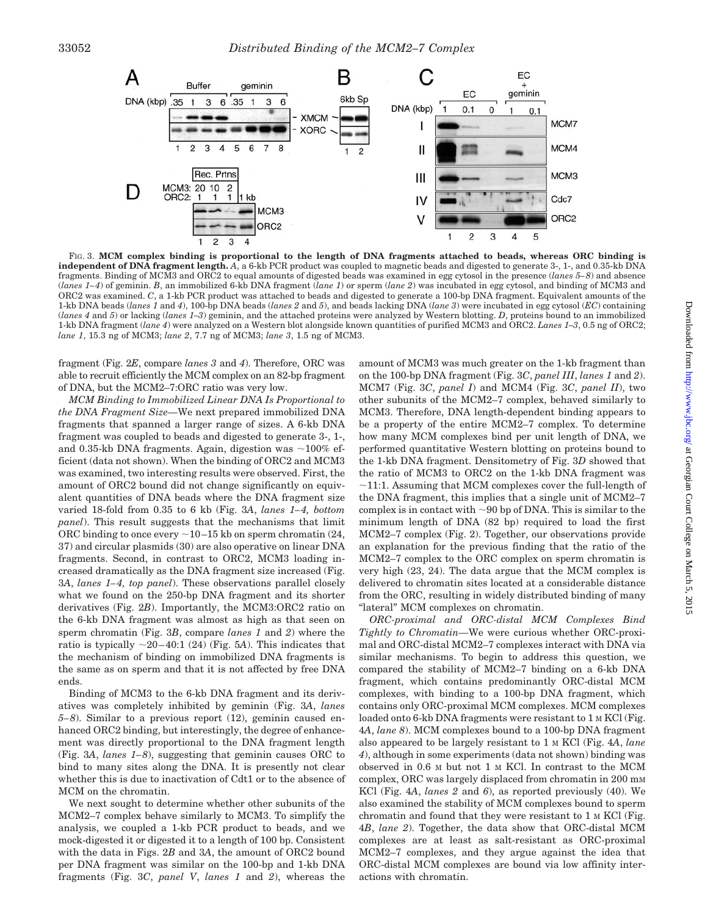FIG. 3. **MCM complex binding is proportional to the length of DNA fragments attached to beads, whereas ORC binding is independent of DNA fragment length.** *A*, a 6-kb PCR product was coupled to magnetic beads and digested to generate 3-, 1-, and 0.35-kb DNA fragments. Binding of MCM3 and ORC2 to equal amounts of digested beads was examined in egg cytosol in the presence (*lanes 5–8*) and absence (*lanes 1–4*) of geminin. *B*, an immobilized 6-kb DNA fragment (*lane 1*) or sperm (*lane 2*) was incubated in egg cytosol, and binding of MCM3 and ORC2 was examined. *C*, a 1-kb PCR product was attached to beads and digested to generate a 100-bp DNA fragment. Equivalent amounts of the 1-kb DNA beads (*lanes 1* and *4*), 100-bp DNA beads (*lanes 2* and *5*), and beads lacking DNA (*lane 3*) were incubated in egg cytosol (*EC*) containing (*lanes 4* and *5*) or lacking (*lanes 1–3*) geminin, and the attached proteins were analyzed by Western blotting. *D*, proteins bound to an immobilized 1-kb DNA fragment (*lane 4*) were analyzed on a Western blot alongside known quantities of purified MCM3 and ORC2. *Lanes 1–3*, 0.5 ng of ORC2; *lane 1*, 15.3 ng of MCM3; *lane 2*, 7.7 ng of MCM3; *lane 3*, 1.5 ng of MCM3.

fragment (Fig. 2*E*, compare *lanes 3* and *4*). Therefore, ORC was able to recruit efficiently the MCM complex on an 82-bp fragment of DNA, but the MCM2–7:ORC ratio was very low.

*MCM Binding to Immobilized Linear DNA Is Proportional to the DNA Fragment Size*—We next prepared immobilized DNA fragments that spanned a larger range of sizes. A 6-kb DNA fragment was coupled to beads and digested to generate 3-, 1-, and 0.35-kb DNA fragments. Again, digestion was ~100% efficient (data not shown). When the binding of ORC2 and MCM3 was examined, two interesting results were observed. First, the amount of ORC2 bound did not change significantly on equivalent quantities of DNA beads where the DNA fragment size varied 18-fold from 0.35 to 6 kb (Fig. 3*A*, *lanes 1–4, bottom panel*). This result suggests that the mechanisms that limit ORC binding to once every ~10–15 kb on sperm chromatin (24, 37) and circular plasmids (30) are also operative on linear DNA fragments. Second, in contrast to ORC2, MCM3 loading increased dramatically as the DNA fragment size increased (Fig. 3*A*, *lanes 1–4, top panel*). These observations parallel closely what we found on the 250-bp DNA fragment and its shorter derivatives (Fig. 2*B*). Importantly, the MCM3:ORC2 ratio on the 6-kb DNA fragment was almost as high as that seen on sperm chromatin (Fig. 3*B*, compare *lanes 1* and *2*) where the ratio is typically ~20–40:1 (24) (Fig. 5*A*). This indicates that the mechanism of binding on immobilized DNA fragments is the same as on sperm and that it is not affected by free DNA ends.

Binding of MCM3 to the 6-kb DNA fragment and its derivatives was completely inhibited by geminin (Fig. 3*A*, *lanes 5–8*). Similar to a previous report (12), geminin caused enhanced ORC2 binding, but interestingly, the degree of enhancement was directly proportional to the DNA fragment length (Fig. 3*A*, *lanes 1–8*), suggesting that geminin causes ORC to bind to many sites along the DNA. It is presently not clear whether this is due to inactivation of Cdt1 or to the absence of MCM on the chromatin.

We next sought to determine whether other subunits of the MCM2–7 complex behave similarly to MCM3. To simplify the analysis, we coupled a 1-kb PCR product to beads, and we mock-digested it or digested it to a length of 100 bp. Consistent with the data in Figs. 2*B* and 3*A*, the amount of ORC2 bound per DNA fragment was similar on the 100-bp and 1-kb DNA fragments (Fig. 3*C*, *panel V*, *lanes 1* and *2*), whereas the amount of MCM3 was much greater on the 1-kb fragment than on the 100-bp DNA fragment (Fig. 3*C*, *panel III*, *lanes 1* and *2*). MCM7 (Fig. 3*C*, *panel I*) and MCM4 (Fig. 3*C*, *panel II*), two other subunits of the MCM2–7 complex, behaved similarly to MCM3. Therefore, DNA length-dependent binding appears to be a property of the entire MCM2–7 complex. To determine how many MCM complexes bind per unit length of DNA, we performed quantitative Western blotting on proteins bound to the 1-kb DNA fragment. Densitometry of Fig. 3*D* showed that the ratio of MCM3 to ORC2 on the 1-kb DNA fragment was ~11:1. Assuming that MCM complexes cover the full-length of the DNA fragment, this implies that a single unit of MCM2–7 complex is in contact with ~90 bp of DNA. This is similar to the minimum length of DNA (82 bp) required to load the first MCM2–7 complex (Fig. 2). Together, our observations provide an explanation for the previous finding that the ratio of the MCM2–7 complex to the ORC complex on sperm chromatin is very high (23, 24). The data argue that the MCM complex is delivered to chromatin sites located at a considerable distance from the ORC, resulting in widely distributed binding of many "lateral" MCM complexes on chromatin.

*ORC-proximal and ORC-distal MCM Complexes Bind Tightly to Chromatin*—We were curious whether ORC-proximal and ORC-distal MCM2–7 complexes interact with DNA via similar mechanisms. To begin to address this question, we compared the stability of MCM2–7 binding on a 6-kb DNA fragment, which contains predominantly ORC-distal MCM complexes, with binding to a 100-bp DNA fragment, which contains only ORC-proximal MCM complexes. MCM complexes loaded onto 6-kb DNA fragments were resistant to 1 M KCl (Fig. 4*A*, *lane 8*). MCM complexes bound to a 100-bp DNA fragment also appeared to be largely resistant to 1 M KCl (Fig. 4*A*, *lane 4*), although in some experiments (data not shown) binding was observed in 0.6 M but not 1 M KCl. In contrast to the MCM complex, ORC was largely displaced from chromatin in 200 mM KCl (Fig. 4*A*, *lanes 2* and *6*), as reported previously (40). We also examined the stability of MCM complexes bound to sperm chromatin and found that they were resistant to 1 M KCl (Fig. 4*B*, *lane 2*). Together, the data show that ORC-distal MCM complexes are at least as salt-resistant as ORC-proximal MCM2–7 complexes, and they argue against the idea that ORC-distal MCM complexes are bound via low affinity interactions with chromatin.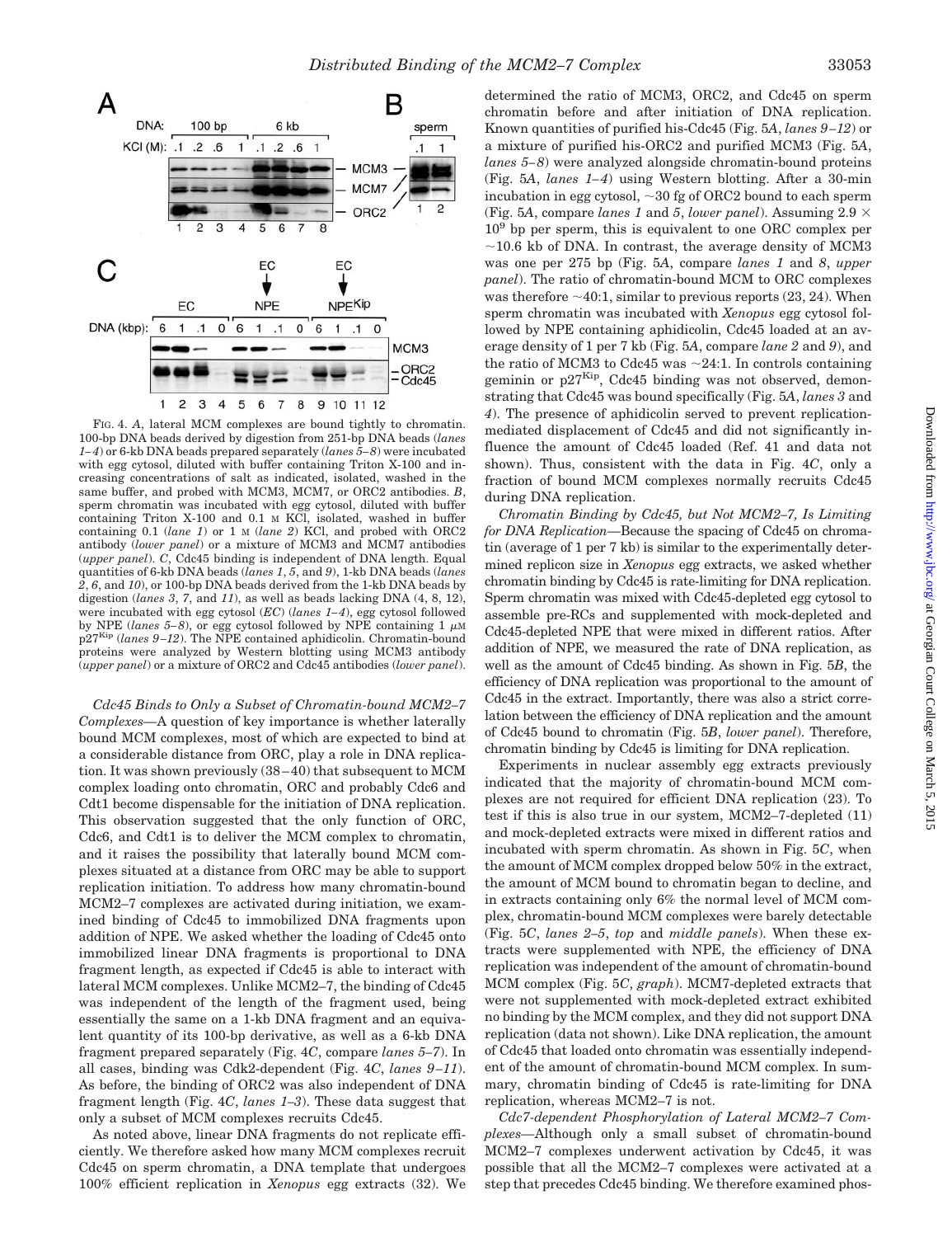FIG. 4. *A*, lateral MCM complexes are bound tightly to chromatin. 100-bp DNA beads derived by digestion from 251-bp DNA beads (*lanes 1–4*) or 6-kb DNA beads prepared separately (*lanes 5–8*) were incubated with egg cytosol, diluted with buffer containing Triton X-100 and increasing concentrations of salt as indicated, isolated, washed in the same buffer, and probed with MCM3, MCM7, or ORC2 antibodies. *B*, sperm chromatin was incubated with egg cytosol, diluted with buffer containing Triton X-100 and 0.1 M KCl, isolated, washed in buffer containing 0.1 (*lane 1*) or 1 M (*lane 2*) KCl, and probed with ORC2 antibody (*lower panel*) or a mixture of MCM3 and MCM7 antibodies (*upper panel*). *C*, Cdc45 binding is independent of DNA length. Equal quantities of 6-kb DNA beads (*lanes 1*, *5*, and *9*), 1-kb DNA beads (*lanes 2*, *6*, and *10*), or 100-bp DNA beads derived from the 1-kb DNA beads by digestion (*lanes 3*, *7*, and *11*), as well as beads lacking DNA (4, 8, 12), were incubated with egg cytosol (*EC*) (*lanes 1–4*), egg cytosol followed by NPE (*lanes 5–8*), or egg cytosol followed by NPE containing 1 μM $p27^{Kip}$ (*lanes 9–12*). The NPE contained aphidicolin. Chromatin-bound proteins were analyzed by Western blotting using MCM3 antibody (*upper panel*) or a mixture of ORC2 and Cdc45 antibodies (*lower panel*).

*Cdc45 Binds to Only a Subset of Chromatin-bound MCM2–7 Complexes*—A question of key importance is whether laterally bound MCM complexes, most of which are expected to bind at a considerable distance from ORC, play a role in DNA replication. It was shown previously (38–40) that subsequent to MCM complex loading onto chromatin, ORC and probably Cdc6 and Cdt1 become dispensable for the initiation of DNA replication. This observation suggested that the only function of ORC, Cdc6, and Cdt1 is to deliver the MCM complex to chromatin, and it raises the possibility that laterally bound MCM complexes situated at a distance from ORC may be able to support replication initiation. To address how many chromatin-bound MCM2–7 complexes are activated during initiation, we examined binding of Cdc45 to immobilized DNA fragments upon addition of NPE. We asked whether the loading of Cdc45 onto immobilized linear DNA fragments is proportional to DNA fragment length, as expected if Cdc45 is able to interact with lateral MCM complexes. Unlike MCM2–7, the binding of Cdc45 was independent of the length of the fragment used, being essentially the same on a 1-kb DNA fragment and an equivalent quantity of its 100-bp derivative, as well as a 6-kb DNA fragment prepared separately (Fig. 4*C*, compare *lanes 5–7*). In all cases, binding was Cdk2-dependent (Fig. 4*C*, *lanes 9–11*). As before, the binding of ORC2 was also independent of DNA fragment length (Fig. 4*C*, *lanes 1–3*). These data suggest that only a subset of MCM complexes recruits Cdc45.

As noted above, linear DNA fragments do not replicate efficiently. We therefore asked how many MCM complexes recruit Cdc45 on sperm chromatin, a DNA template that undergoes 100% efficient replication in *Xenopus* egg extracts (32). We determined the ratio of MCM3, ORC2, and Cdc45 on sperm chromatin before and after initiation of DNA replication. Known quantities of purified his-Cdc45 (Fig. 5*A*, *lanes 9–12*) or a mixture of purified his-ORC2 and purified MCM3 (Fig. 5*A*, *lanes 5–8*) were analyzed alongside chromatin-bound proteins (Fig. 5*A*, *lanes 1–4*) using Western blotting. After a 30-min incubation in egg cytosol, ~30 fg of ORC2 bound to each sperm (Fig. 5*A*, compare *lanes 1* and *5*, *lower panel*). Assuming $2.9 \times 10^9$ bp per sperm, this is equivalent to one ORC complex per ~10.6 kb of DNA. In contrast, the average density of MCM3 was one per 275 bp (Fig. 5*A*, compare *lanes 1* and *8*, *upper panel*). The ratio of chromatin-bound MCM to ORC complexes was therefore ~40:1, similar to previous reports (23, 24). When sperm chromatin was incubated with *Xenopus* egg cytosol followed by NPE containing aphidicolin, Cdc45 loaded at an average density of 1 per 7 kb (Fig. 5*A*, compare *lane 2* and *9*), and the ratio of MCM3 to Cdc45 was ~24:1. In controls containing geminin or $p27^{Kip}$, Cdc45 binding was not observed, demonstrating that Cdc45 was bound specifically (Fig. 5*A*, *lanes 3* and *4*). The presence of aphidicolin served to prevent replication-mediated displacement of Cdc45 and did not significantly influence the amount of Cdc45 loaded (Ref. 41 and data not shown). Thus, consistent with the data in Fig. 4*C*, only a fraction of bound MCM complexes normally recruits Cdc45 during DNA replication.

*Chromatin Binding by Cdc45, but Not MCM2–7, Is Limiting for DNA Replication*—Because the spacing of Cdc45 on chromatin (average of 1 per 7 kb) is similar to the experimentally determined replicon size in *Xenopus* egg extracts, we asked whether chromatin binding by Cdc45 is rate-limiting for DNA replication. Sperm chromatin was mixed with Cdc45-depleted egg cytosol to assemble pre-RCs and supplemented with mock-depleted and Cdc45-depleted NPE that were mixed in different ratios. After addition of NPE, we measured the rate of DNA replication, as well as the amount of Cdc45 binding. As shown in Fig. 5*B*, the efficiency of DNA replication was proportional to the amount of Cdc45 in the extract. Importantly, there was also a strict correlation between the efficiency of DNA replication and the amount of Cdc45 bound to chromatin (Fig. 5*B*, *lower panel*). Therefore, chromatin binding by Cdc45 is limiting for DNA replication.

Experiments in nuclear assembly egg extracts previously indicated that the majority of chromatin-bound MCM complexes are not required for efficient DNA replication (23). To test if this is also true in our system, MCM2–7-depleted (11) and mock-depleted extracts were mixed in different ratios and incubated with sperm chromatin. As shown in Fig. 5*C*, when the amount of MCM complex dropped below 50% in the extract, the amount of MCM bound to chromatin began to decline, and in extracts containing only 6% the normal level of MCM complex, chromatin-bound MCM complexes were barely detectable (Fig. 5*C*, *lanes 2–5*, *top* and *middle panels*). When these extracts were supplemented with NPE, the efficiency of DNA replication was independent of the amount of chromatin-bound MCM complex (Fig. 5*C*, *graph*). MCM7-depleted extracts that were not supplemented with mock-depleted extract exhibited no binding by the MCM complex, and they did not support DNA replication (data not shown). Like DNA replication, the amount of Cdc45 that loaded onto chromatin was essentially independent of the amount of chromatin-bound MCM complex. In summary, chromatin binding of Cdc45 is rate-limiting for DNA replication, whereas MCM2–7 is not.

*Cdc7-dependent Phosphorylation of Lateral MCM2–7 Complexes*—Although only a small subset of chromatin-bound MCM2–7 complexes underwent activation by Cdc45, it was possible that all the MCM2–7 complexes were activated at a step that precedes Cdc45 binding. We therefore examined phos-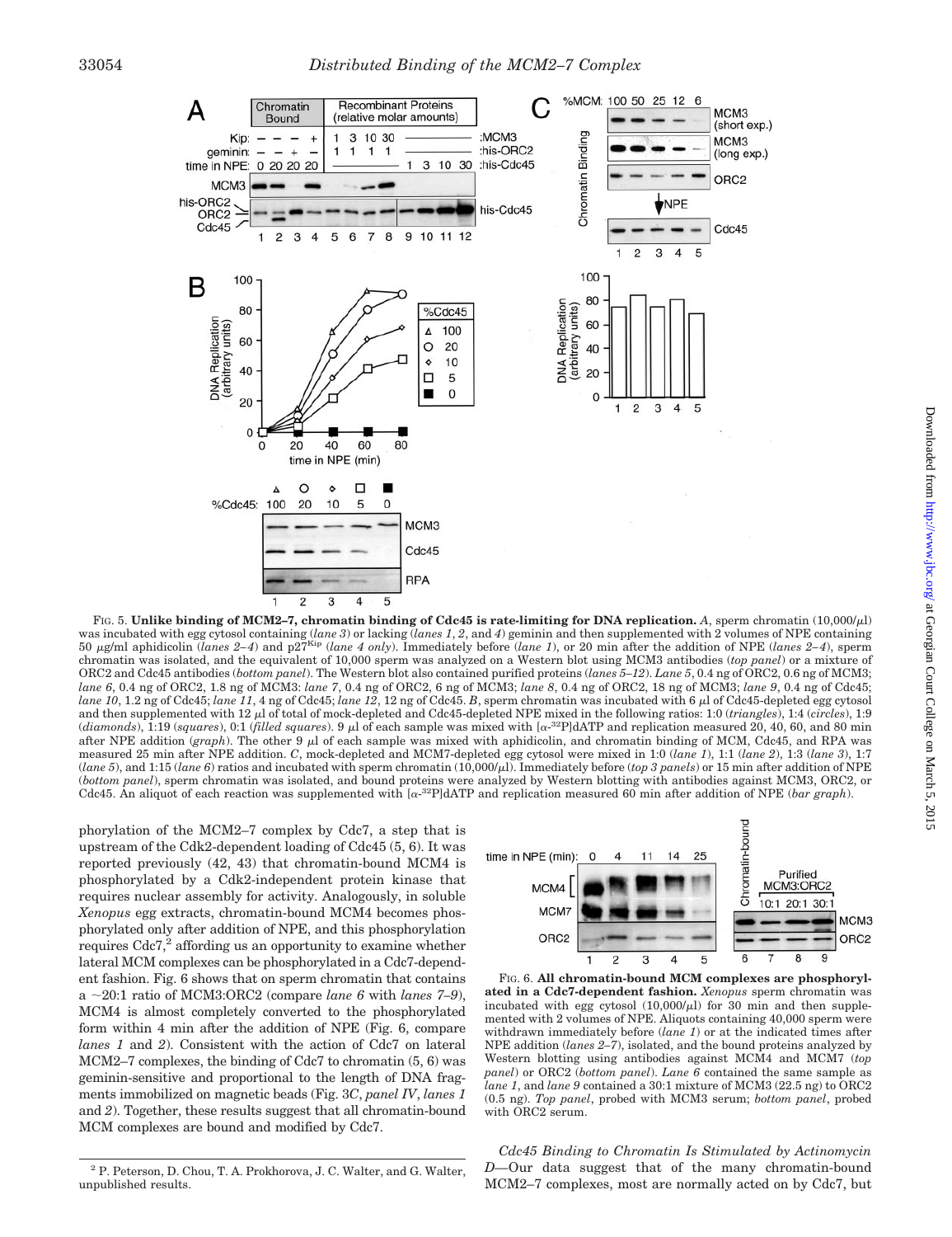FIG. 5. **Unlike binding of MCM2–7, chromatin binding of Cdc45 is rate-limiting for DNA replication.** *A*, sperm chromatin (10,000/μl) was incubated with egg cytosol containing (*lane 3*) or lacking (*lanes 1*, *2*, and *4*) geminin and then supplemented with 2 volumes of NPE containing 50 μg/ml aphidicolin (*lanes 2–4*) and p27[Kip] (*lane 4 only*). Immediately before (*lane 1*), or 20 min after the addition of NPE (*lanes 2–4*), sperm chromatin was isolated, and the equivalent of 10,000 sperm was analyzed on a Western blot using MCM3 antibodies (*top panel*) or a mixture of ORC2 and Cdc45 antibodies (*bottom panel*). The Western blot also contained purified proteins (*lanes 5–12*). *Lane 5*, 0.4 ng of ORC2, 0.6 ng of MCM3; *lane 6*, 0.4 ng of ORC2, 1.8 ng of MCM3: *lane 7*, 0.4 ng of ORC2, 6 ng of MCM3; *lane 8*, 0.4 ng of ORC2, 18 ng of MCM3; *lane 9*, 0.4 ng of Cdc45; *lane 10*, 1.2 ng of Cdc45; *lane 11*, 4 ng of Cdc45; *lane 12*, 12 ng of Cdc45. *B*, sperm chromatin was incubated with 6 μl of Cdc45-depleted egg cytosol and then supplemented with 12 μl of total of mock-depleted and Cdc45-depleted NPE mixed in the following ratios: 1:0 (*triangles*), 1:4 (*circles*), 1:9 (*diamonds*), 1:19 (*squares*), 0:1 (*filled squares*). 9 μl of each sample was mixed with [α-[32]P]dATP and replication measured 20, 40, 60, and 80 min after NPE addition (*graph*). The other 9 μl of each sample was mixed with aphidicolin, and chromatin binding of MCM, Cdc45, and RPA was measured 25 min after NPE addition. *C*, mock-depleted and MCM7-depleted egg cytosol were mixed in 1:0 (*lane 1*), 1:1 (*lane 2*), 1:3 (*lane 3*), 1:7 (*lane 5*), and 1:15 (*lane 6*) ratios and incubated with sperm chromatin (10,000/μl). Immediately before (*top 3 panels*) or 15 min after addition of NPE (*bottom panel*), sperm chromatin was isolated, and bound proteins were analyzed by Western blotting with antibodies against MCM3, ORC2, or Cdc45. An aliquot of each reaction was supplemented with [α-[32]P]dATP and replication measured 60 min after addition of NPE (*bar graph*).

phorylation of the MCM2–7 complex by Cdc7, a step that is upstream of the Cdk2-dependent loading of Cdc45 (5, 6). It was reported previously (42, 43) that chromatin-bound MCM4 is phosphorylated by a Cdk2-independent protein kinase that requires nuclear assembly for activity. Analogously, in soluble *Xenopus* egg extracts, chromatin-bound MCM4 becomes phosphorylated only after addition of NPE, and this phosphorylation requires Cdc7,[2] affording us an opportunity to examine whether lateral MCM complexes can be phosphorylated in a Cdc7-dependent fashion. Fig. 6 shows that on sperm chromatin that contains a ~20:1 ratio of MCM3:ORC2 (compare *lane 6* with *lanes 7–9*), MCM4 is almost completely converted to the phosphorylated form within 4 min after the addition of NPE (Fig. 6, compare *lanes 1* and *2*). Consistent with the action of Cdc7 on lateral MCM2–7 complexes, the binding of Cdc7 to chromatin (5, 6) was geminin-sensitive and proportional to the length of DNA fragments immobilized on magnetic beads (Fig. 3*C*, *panel IV*, *lanes 1* and *2*). Together, these results suggest that all chromatin-bound MCM complexes are bound and modified by Cdc7.

FIG. 6. **All chromatin-bound MCM complexes are phosphorylated in a Cdc7-dependent fashion.** *Xenopus* sperm chromatin was incubated with egg cytosol (10,000/μl) for 30 min and then supplemented with 2 volumes of NPE. Aliquots containing 40,000 sperm were withdrawn immediately before (*lane 1*) or at the indicated times after NPE addition (*lanes 2–7*), isolated, and the bound proteins analyzed by Western blotting using antibodies against MCM4 and MCM7 (*top panel*) or ORC2 (*bottom panel*). *Lane 6* contained the same sample as *lane 1*, and *lane 9* contained a 30:1 mixture of MCM3 (22.5 ng) to ORC2 (0.5 ng). *Top panel*, probed with MCM3 serum; *bottom panel*, probed with ORC2 serum.

*Cdc45 Binding to Chromatin Is Stimulated by Actinomycin D*—Our data suggest that of the many chromatin-bound MCM2–7 complexes, most are normally acted on by Cdc7, but

[2] P. Peterson, D. Chou, T. A. Prokhorova, J. C. Walter, and G. Walter, unpublished results.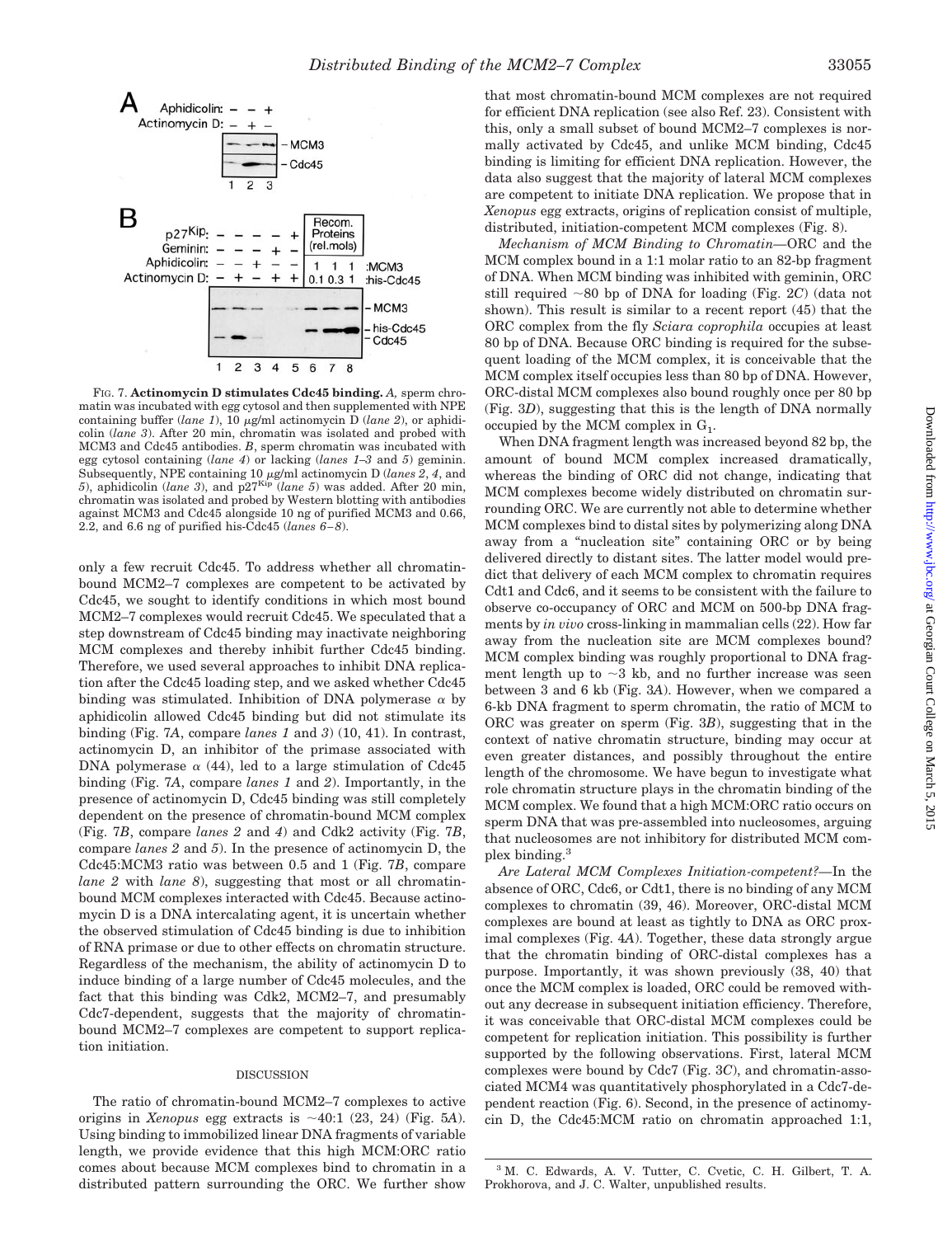FIG. 7. **Actinomycin D stimulates Cdc45 binding.** *A*, sperm chromatin was incubated with egg cytosol and then supplemented with NPE containing buffer (*lane 1*), 10 μg/ml actinomycin D (*lane 2*), or aphidicolin (*lane 3*). After 20 min, chromatin was isolated and probed with MCM3 and Cdc45 antibodies. *B*, sperm chromatin was incubated with egg cytosol containing (*lane 4*) or lacking (*lanes 1–3* and *5*) geminin. Subsequently, NPE containing 10 μg/ml actinomycin D (*lanes 2*, *4*, and *5*), aphidicolin (*lane 3*), and p27[Kip] (*lane 5*) was added. After 20 min, chromatin was isolated and probed by Western blotting with antibodies against MCM3 and Cdc45 alongside 10 ng of purified MCM3 and 0.66, 2.2, and 6.6 ng of purified his-Cdc45 (*lanes 6–8*).

only a few recruit Cdc45. To address whether all chromatin-bound MCM2–7 complexes are competent to be activated by Cdc45, we sought to identify conditions in which most bound MCM2–7 complexes would recruit Cdc45. We speculated that a step downstream of Cdc45 binding may inactivate neighboring MCM complexes and thereby inhibit further Cdc45 binding. Therefore, we used several approaches to inhibit DNA replication after the Cdc45 loading step, and we asked whether Cdc45 binding was stimulated. Inhibition of DNA polymerase α by aphidicolin allowed Cdc45 binding but did not stimulate its binding (Fig. 7*A*, compare *lanes 1* and *3*) (10, 41). In contrast, actinomycin D, an inhibitor of the primase associated with DNA polymerase α (44), led to a large stimulation of Cdc45 binding (Fig. 7*A*, compare *lanes 1* and *2*). Importantly, in the presence of actinomycin D, Cdc45 binding was still completely dependent on the presence of chromatin-bound MCM complex (Fig. 7*B*, compare *lanes 2* and *4*) and Cdk2 activity (Fig. 7*B*, compare *lanes 2* and *5*). In the presence of actinomycin D, the Cdc45:MCM3 ratio was between 0.5 and 1 (Fig. 7*B*, compare *lane 2* with *lane 8*), suggesting that most or all chromatin-bound MCM complexes interacted with Cdc45. Because actinomycin D is a DNA intercalating agent, it is uncertain whether the observed stimulation of Cdc45 binding is due to inhibition of RNA primase or due to other effects on chromatin structure. Regardless of the mechanism, the ability of actinomycin D to induce binding of a large number of Cdc45 molecules, and the fact that this binding was Cdk2, MCM2–7, and presumably Cdc7-dependent, suggests that the majority of chromatin-bound MCM2–7 complexes are competent to support replication initiation.

## DISCUSSION

The ratio of chromatin-bound MCM2–7 complexes to active origins in *Xenopus* egg extracts is ~40:1 (23, 24) (Fig. 5*A*). Using binding to immobilized linear DNA fragments of variable length, we provide evidence that this high MCM:ORC ratio comes about because MCM complexes bind to chromatin in a distributed pattern surrounding the ORC. We further show that most chromatin-bound MCM complexes are not required for efficient DNA replication (see also Ref. 23). Consistent with this, only a small subset of bound MCM2–7 complexes is normally activated by Cdc45, and unlike MCM binding, Cdc45 binding is limiting for efficient DNA replication. However, the data also suggest that the majority of lateral MCM complexes are competent to initiate DNA replication. We propose that in *Xenopus* egg extracts, origins of replication consist of multiple, distributed, initiation-competent MCM complexes (Fig. 8).

*Mechanism of MCM Binding to Chromatin*—ORC and the MCM complex bound in a 1:1 molar ratio to an 82-bp fragment of DNA. When MCM binding was inhibited with geminin, ORC still required ~80 bp of DNA for loading (Fig. 2*C*) (data not shown). This result is similar to a recent report (45) that the ORC complex from the fly *Sciara coprophila* occupies at least 80 bp of DNA. Because ORC binding is required for the subsequent loading of the MCM complex, it is conceivable that the MCM complex itself occupies less than 80 bp of DNA. However, ORC-distal MCM complexes also bound roughly once per 80 bp (Fig. 3*D*), suggesting that this is the length of DNA normally occupied by the MCM complex in $G_1$.

When DNA fragment length was increased beyond 82 bp, the amount of bound MCM complex increased dramatically, whereas the binding of ORC did not change, indicating that MCM complexes become widely distributed on chromatin surrounding ORC. We are currently not able to determine whether MCM complexes bind to distal sites by polymerizing along DNA away from a "nucleation site" containing ORC or by being delivered directly to distant sites. The latter model would predict that delivery of each MCM complex to chromatin requires Cdt1 and Cdc6, and it seems to be consistent with the failure to observe co-occupancy of ORC and MCM on 500-bp DNA fragments by *in vivo* cross-linking in mammalian cells (22). How far away from the nucleation site are MCM complexes bound? MCM complex binding was roughly proportional to DNA fragment length up to ~3 kb, and no further increase was seen between 3 and 6 kb (Fig. 3*A*). However, when we compared a 6-kb DNA fragment to sperm chromatin, the ratio of MCM to ORC was greater on sperm (Fig. 3*B*), suggesting that in the context of native chromatin structure, binding may occur at even greater distances, and possibly throughout the entire length of the chromosome. We have begun to investigate what role chromatin structure plays in the chromatin binding of the MCM complex. We found that a high MCM:ORC ratio occurs on sperm DNA that was pre-assembled into nucleosomes, arguing that nucleosomes are not inhibitory for distributed MCM complex binding.[3]

*Are Lateral MCM Complexes Initiation-competent?*—In the absence of ORC, Cdc6, or Cdt1, there is no binding of any MCM complexes to chromatin (39, 46). Moreover, ORC-distal MCM complexes are bound at least as tightly to DNA as ORC proximal complexes (Fig. 4*A*). Together, these data strongly argue that the chromatin binding of ORC-distal complexes has a purpose. Importantly, it was shown previously (38, 40) that once the MCM complex is loaded, ORC could be removed without any decrease in subsequent initiation efficiency. Therefore, it was conceivable that ORC-distal MCM complexes could be competent for replication initiation. This possibility is further supported by the following observations. First, lateral MCM complexes were bound by Cdc7 (Fig. 3*C*), and chromatin-associated MCM4 was quantitatively phosphorylated in a Cdc7-dependent reaction (Fig. 6). Second, in the presence of actinomycin D, the Cdc45:MCM ratio on chromatin approached 1:1,

[3] M. C. Edwards, A. V. Tutter, C. Cvetic, C. H. Gilbert, T. A. Prokhorova, and J. C. Walter, unpublished results.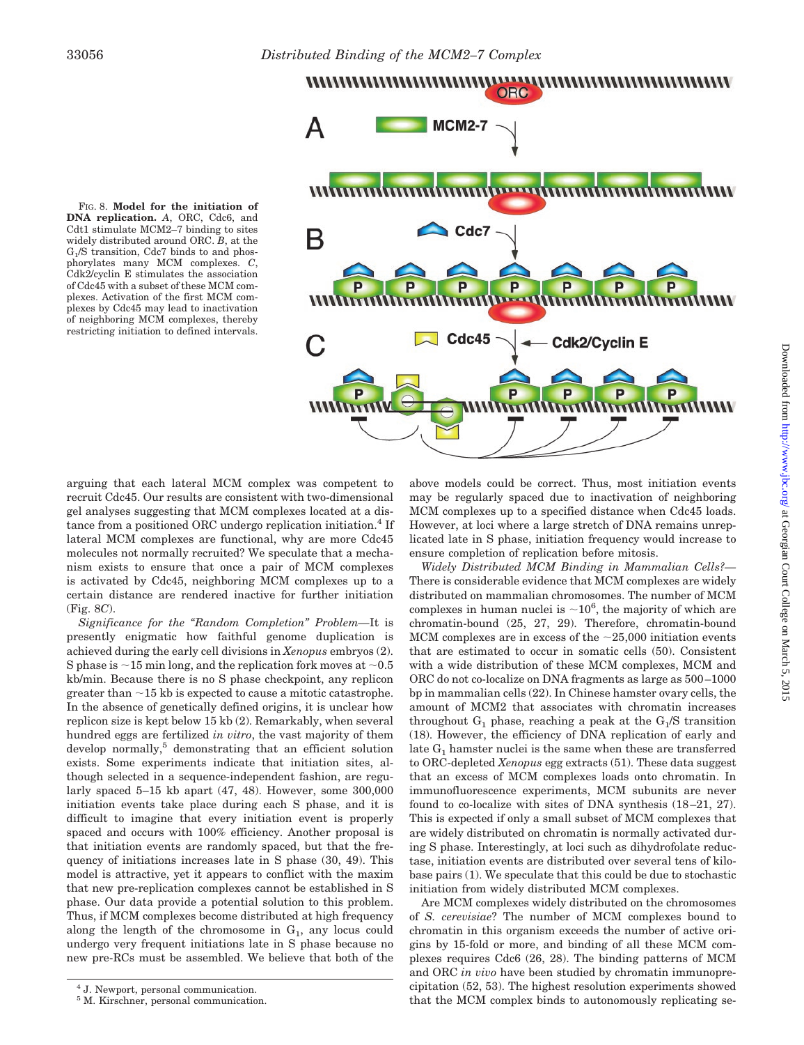FIG. 8. **Model for the initiation of DNA replication.** *A*, ORC, Cdc6, and Cdt1 stimulate MCM2–7 binding to sites widely distributed around ORC. *B*, at the $G_1$/S transition, Cdc7 binds to and phosphorylates many MCM complexes. *C*, Cdk2/cyclin E stimulates the association of Cdc45 with a subset of these MCM complexes. Activation of the first MCM complexes by Cdc45 may lead to inactivation of neighboring MCM complexes, thereby restricting initiation to defined intervals.

arguing that each lateral MCM complex was competent to recruit Cdc45. Our results are consistent with two-dimensional gel analyses suggesting that MCM complexes located at a distance from a positioned ORC undergo replication initiation.[4] If lateral MCM complexes are functional, why are more Cdc45 molecules not normally recruited? We speculate that a mechanism exists to ensure that once a pair of MCM complexes is activated by Cdc45, neighboring MCM complexes up to a certain distance are rendered inactive for further initiation (Fig. 8*C*).

*Significance for the "Random Completion" Problem*—It is presently enigmatic how faithful genome duplication is achieved during the early cell divisions in *Xenopus* embryos (2). S phase is ~15 min long, and the replication fork moves at ~0.5 kb/min. Because there is no S phase checkpoint, any replicon greater than ~15 kb is expected to cause a mitotic catastrophe. In the absence of genetically defined origins, it is unclear how replicon size is kept below 15 kb (2). Remarkably, when several hundred eggs are fertilized *in vitro*, the vast majority of them develop normally,[5] demonstrating that an efficient solution exists. Some experiments indicate that initiation sites, although selected in a sequence-independent fashion, are regularly spaced 5–15 kb apart (47, 48). However, some 300,000 initiation events take place during each S phase, and it is difficult to imagine that every initiation event is properly spaced and occurs with 100% efficiency. Another proposal is that initiation events are randomly spaced, but that the frequency of initiations increases late in S phase (30, 49). This model is attractive, yet it appears to conflict with the maxim that new pre-replication complexes cannot be established in S phase. Our data provide a potential solution to this problem. Thus, if MCM complexes become distributed at high frequency along the length of the chromosome in $G_1$, any locus could undergo very frequent initiations late in S phase because no new pre-RCs must be assembled. We believe that both of the above models could be correct. Thus, most initiation events may be regularly spaced due to inactivation of neighboring MCM complexes up to a specified distance when Cdc45 loads. However, at loci where a large stretch of DNA remains unreplicated late in S phase, initiation frequency would increase to ensure completion of replication before mitosis.

*Widely Distributed MCM Binding in Mammalian Cells?*—There is considerable evidence that MCM complexes are widely distributed on mammalian chromosomes. The number of MCM complexes in human nuclei is ~$10^6$, the majority of which are chromatin-bound (25, 27, 29). Therefore, chromatin-bound MCM complexes are in excess of the ~25,000 initiation events that are estimated to occur in somatic cells (50). Consistent with a wide distribution of these MCM complexes, MCM and ORC do not co-localize on DNA fragments as large as 500–1000 bp in mammalian cells (22). In Chinese hamster ovary cells, the amount of MCM2 that associates with chromatin increases throughout $G_1$ phase, reaching a peak at the $G_1$/S transition (18). However, the efficiency of DNA replication of early and late $G_1$ hamster nuclei is the same when these are transferred to ORC-depleted *Xenopus* egg extracts (51). These data suggest that an excess of MCM complexes loads onto chromatin. In immunofluorescence experiments, MCM subunits are never found to co-localize with sites of DNA synthesis (18–21, 27). This is expected if only a small subset of MCM complexes that are widely distributed on chromatin is normally activated during S phase. Interestingly, at loci such as dihydrofolate reductase, initiation events are distributed over several tens of kilobase pairs (1). We speculate that this could be due to stochastic initiation from widely distributed MCM complexes.

Are MCM complexes widely distributed on the chromosomes of *S. cerevisiae*? The number of MCM complexes bound to chromatin in this organism exceeds the number of active origins by 15-fold or more, and binding of all these MCM complexes requires Cdc6 (26, 28). The binding patterns of MCM and ORC *in vivo* have been studied by chromatin immunoprecipitation (52, 53). The highest resolution experiments showed that the MCM complex binds to autonomously replicating se-

[4] J. Newport, personal communication.

[5] M. Kirschner, personal communication.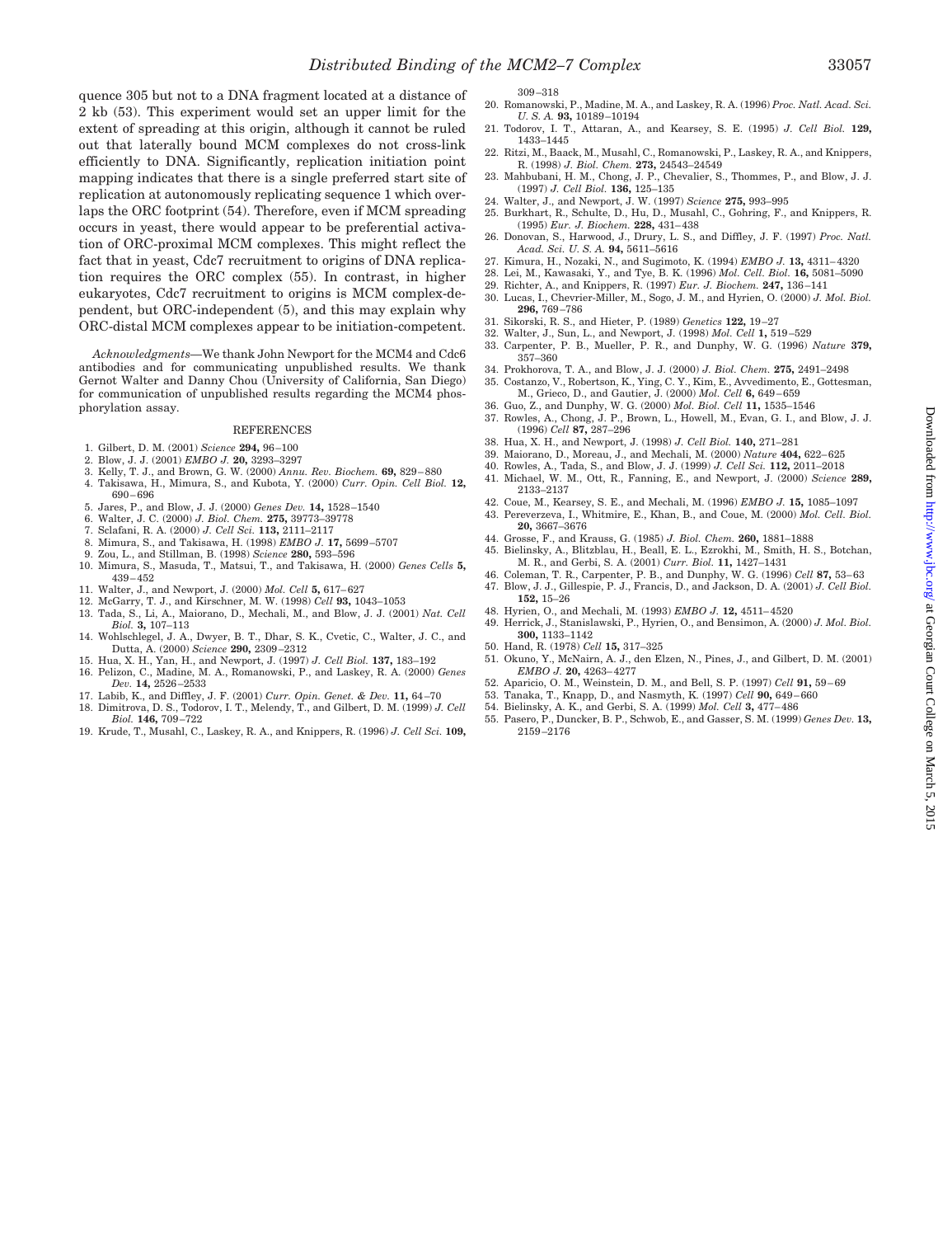quence 305 but not to a DNA fragment located at a distance of 2 kb (53). This experiment would set an upper limit for the extent of spreading at this origin, although it cannot be ruled out that laterally bound MCM complexes do not cross-link efficiently to DNA. Significantly, replication initiation point mapping indicates that there is a single preferred start site of replication at autonomously replicating sequence 1 which overlaps the ORC footprint (54). Therefore, even if MCM spreading occurs in yeast, there would appear to be preferential activation of ORC-proximal MCM complexes. This might reflect the fact that in yeast, Cdc7 recruitment to origins of DNA replication requires the ORC complex (55). In contrast, in higher eukaryotes, Cdc7 recruitment to origins is MCM complex-dependent, but ORC-independent (5), and this may explain why ORC-distal MCM complexes appear to be initiation-competent.

*Acknowledgments*—We thank John Newport for the MCM4 and Cdc6 antibodies and for communicating unpublished results. We thank Gernot Walter and Danny Chou (University of California, San Diego) for communication of unpublished results regarding the MCM4 phosphorylation assay.

## REFERENCES

1. Gilbert, D. M. (2001) *Science* **294,** 96–100
2. Blow, J. J. (2001) *EMBO J.* **20,** 3293–3297
3. Kelly, T. J., and Brown, G. W. (2000) *Annu. Rev. Biochem.* **69,** 829–880
4. Takisawa, H., Mimura, S., and Kubota, Y. (2000) *Curr. Opin. Cell Biol.* **12,** 690–696
5. Jares, P., and Blow, J. J. (2000) *Genes Dev.* **14,** 1528–1540
6. Walter, J. C. (2000) *J. Biol. Chem.* **275,** 39773–39778
7. Sclafani, R. A. (2000) *J. Cell Sci.* **113,** 2111–2117
8. Mimura, S., and Takisawa, H. (1998) *EMBO J.* **17,** 5699–5707
9. Zou, L., and Stillman, B. (1998) *Science* **280,** 593–596
10. Mimura, S., Masuda, T., Matsui, T., and Takisawa, H. (2000) *Genes Cells* **5,** 439–452
11. Walter, J., and Newport, J. (2000) *Mol. Cell* **5,** 617–627
12. McGarry, T. J., and Kirschner, M. W. (1998) *Cell* **93,** 1043–1053
13. Tada, S., Li, A., Maiorano, D., Mechali, M., and Blow, J. J. (2001) *Nat. Cell Biol.* **3,** 107–113
14. Wohlschlegel, J. A., Dwyer, B. T., Dhar, S. K., Cvetic, C., Walter, J. C., and Dutta, A. (2000) *Science* **290,** 2309–2312
15. Hua, X. H., Yan, H., and Newport, J. (1997) *J. Cell Biol.* **137,** 183–192
16. Pelizon, C., Madine, M. A., Romanowski, P., and Laskey, R. A. (2000) *Genes Dev.* **14,** 2526–2533
17. Labib, K., and Diffley, J. F. (2001) *Curr. Opin. Genet. & Dev.* **11,** 64–70
18. Dimitrova, D. S., Todorov, I. T., Melendy, T., and Gilbert, D. M. (1999) *J. Cell Biol.* **146,** 709–722
19. Krude, T., Musahl, C., Laskey, R. A., and Knippers, R. (1996) *J. Cell Sci.* **109,** 309–318
20. Romanowski, P., Madine, M. A., and Laskey, R. A. (1996) *Proc. Natl. Acad. Sci. U. S. A.* **93,** 10189–10194
21. Todorov, I. T., Attaran, A., and Kearsey, S. E. (1995) *J. Cell Biol.* **129,** 1433–1445
22. Ritzi, M., Baack, M., Musahl, C., Romanowski, P., Laskey, R. A., and Knippers, R. (1998) *J. Biol. Chem.* **273,** 24543–24549
23. Mahbubani, H. M., Chong, J. P., Chevalier, S., Thommes, P., and Blow, J. J. (1997) *J. Cell Biol.* **136,** 125–135
24. Walter, J., and Newport, J. W. (1997) *Science* **275,** 993–995
25. Burkhart, R., Schulte, D., Hu, D., Musahl, C., Gohring, F., and Knippers, R. (1995) *Eur. J. Biochem.* **228,** 431–438
26. Donovan, S., Harwood, J., Drury, L. S., and Diffley, J. F. (1997) *Proc. Natl. Acad. Sci. U. S. A.* **94,** 5611–5616
27. Kimura, H., Nozaki, N., and Sugimoto, K. (1994) *EMBO J.* **13,** 4311–4320
28. Lei, M., Kawasaki, Y., and Tye, B. K. (1996) *Mol. Cell. Biol.* **16,** 5081–5090
29. Richter, A., and Knippers, R. (1997) *Eur. J. Biochem.* **247,** 136–141
30. Lucas, I., Chevrier-Miller, M., Sogo, J. M., and Hyrien, O. (2000) *J. Mol. Biol.* **296,** 769–786
31. Sikorski, R. S., and Hieter, P. (1989) *Genetics* **122,** 19–27
32. Walter, J., Sun, L., and Newport, J. (1998) *Mol. Cell* **1,** 519–529
33. Carpenter, P. B., Mueller, P. R., and Dunphy, W. G. (1996) *Nature* **379,** 357–360
34. Prokhorova, T. A., and Blow, J. J. (2000) *J. Biol. Chem.* **275,** 2491–2498
35. Costanzo, V., Robertson, K., Ying, C. Y., Kim, E., Avvedimento, E., Gottesman, M., Grieco, D., and Gautier, J. (2000) *Mol. Cell* **6,** 649–659
36. Guo, Z., and Dunphy, W. G. (2000) *Mol. Biol. Cell* **11,** 1535–1546
37. Rowles, A., Chong, J. P., Brown, L., Howell, M., Evan, G. I., and Blow, J. J. (1996) *Cell* **87,** 287–296
38. Hua, X. H., and Newport, J. (1998) *J. Cell Biol.* **140,** 271–281
39. Maiorano, D., Moreau, J., and Mechali, M. (2000) *Nature* **404,** 622–625
40. Rowles, A., Tada, S., and Blow, J. J. (1999) *J. Cell Sci.* **112,** 2011–2018
41. Michael, W. M., Ott, R., Fanning, E., and Newport, J. (2000) *Science* **289,** 2133–2137
42. Coue, M., Kearsey, S. E., and Mechali, M. (1996) *EMBO J.* **15,** 1085–1097
43. Pereverzeva, I., Whitmire, E., Khan, B., and Coue, M. (2000) *Mol. Cell. Biol.* **20,** 3667–3676
44. Grosse, F., and Krauss, G. (1985) *J. Biol. Chem.* **260,** 1881–1888
45. Bielinsky, A., Blitzblau, H., Beall, E. L., Ezrokhi, M., Smith, H. S., Botchan, M. R., and Gerbi, S. A. (2001) *Curr. Biol.* **11,** 1427–1431
46. Coleman, T. R., Carpenter, P. B., and Dunphy, W. G. (1996) *Cell* **87,** 53–63
47. Blow, J. J., Gillespie, P. J., Francis, D., and Jackson, D. A. (2001) *J. Cell Biol.* **152,** 15–26
48. Hyrien, O., and Mechali, M. (1993) *EMBO J.* **12,** 4511–4520
49. Herrick, J., Stanislawski, P., Hyrien, O., and Bensimon, A. (2000) *J. Mol. Biol.* **300,** 1133–1142
50. Hand, R. (1978) *Cell* **15,** 317–325
51. Okuno, Y., McNairn, A. J., den Elzen, N., Pines, J., and Gilbert, D. M. (2001) *EMBO J.* **20,** 4263–4277
52. Aparicio, O. M., Weinstein, D. M., and Bell, S. P. (1997) *Cell* **91,** 59–69
53. Tanaka, T., Knapp, D., and Nasmyth, K. (1997) *Cell* **90,** 649–660
54. Bielinsky, A. K., and Gerbi, S. A. (1999) *Mol. Cell* **3,** 477–486
55. Pasero, P., Duncker, B. P., Schwob, E., and Gasser, S. M. (1999) *Genes Dev.* **13,** 2159–2176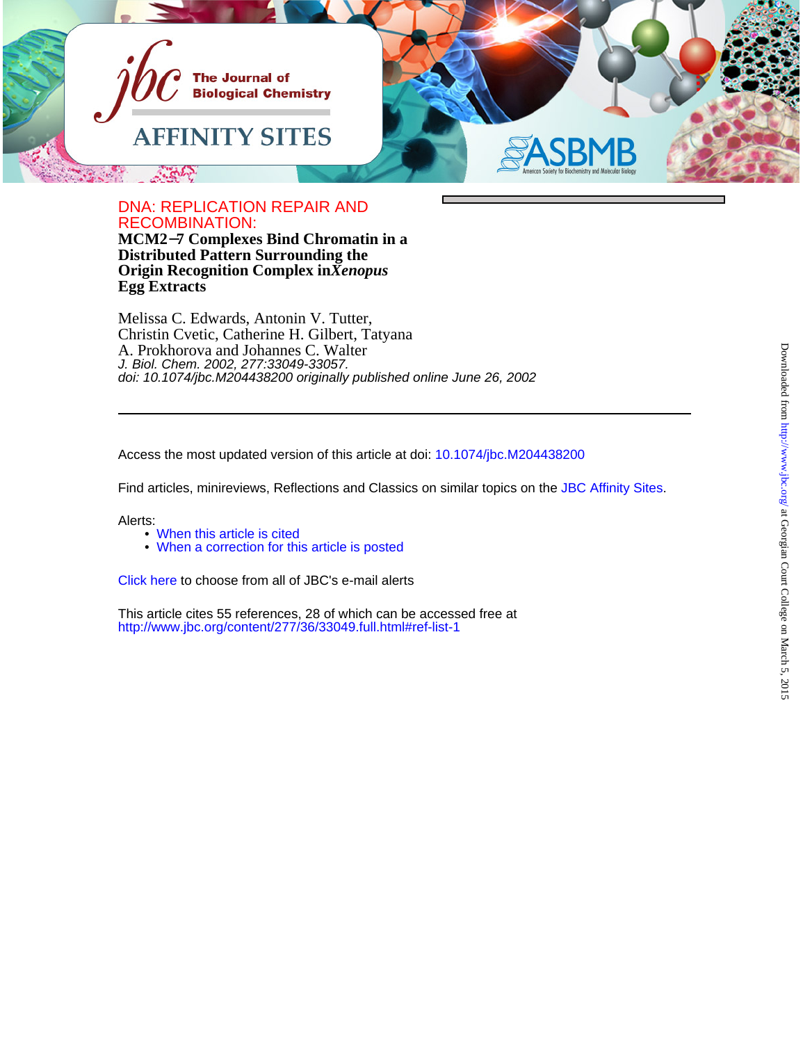DNA: REPLICATION REPAIR AND RECOMBINATION:

# MCM2–7 Complexes Bind Chromatin in a Distributed Pattern Surrounding the Origin Recognition Complex in *Xenopus* Egg Extracts

Melissa C. Edwards, Antonin V. Tutter, Christin Cvetic, Catherine H. Gilbert, Tatyana A. Prokhorova and Johannes C. Walter

*J. Biol. Chem. 2002, 277:33049-33057.*

*doi: 10.1074/jbc.M204438200 originally published online June 26, 2002*

---

Access the most updated version of this article at doi: 10.1074/jbc.M204438200

Find articles, minireviews, Reflections and Classics on similar topics on the JBC Affinity Sites.

Alerts:

- When this article is cited
- When a correction for this article is posted

Click here to choose from all of JBC's e-mail alerts

This article cites 55 references, 28 of which can be accessed free at http://www.jbc.org/content/277/36/33049.full.html#ref-list-1